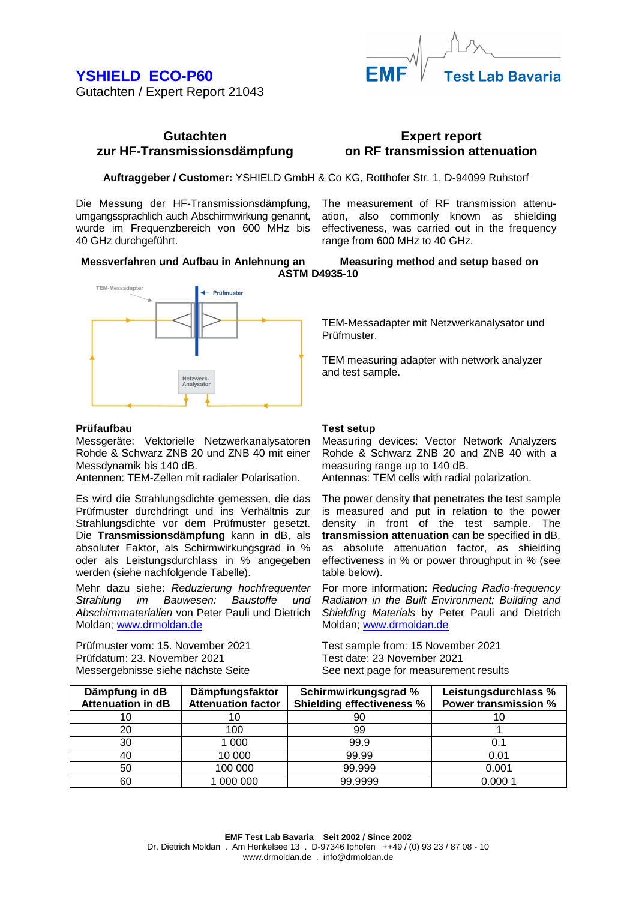# YSHIELD ECO-P60

Gutachten / Expert Report 21043

EMF Test Lab Bavaria

## Gutachten zur HF-Transmissionsdämpfung

## Expert report on RF transmission attenuation

**Auftraggeber / Customer:** YSHIELD GmbH & Co KG, Rotthofer Str. 1, D-94099 Ruhstorf

Die Messung der HF-Transmissionsdämpfung, umgangssprachlich auch Abschirmwirkung genannt, wurde im Frequenzbereich von 600 MHz bis 40 GHz durchgeführt.

The measurement of RF transmission attenuation, also commonly known as shielding effectiveness, was carried out in the frequency range from 600 MHz to 40 GHz.

**Messverfahren und Aufbau in Anlehnung an / Measuring method and setup based on ASTM D4935-10**

TEM-Messadapter · Prüfmuster · Netzwerk-Analysator

TEM-Messadapter mit Netzwerkanalysator und Prüfmuster.

TEM measuring adapter with network analyzer and test sample.

### Prüfaufbau

Messgeräte: Vektorielle Netzwerkanalysatoren Rohde & Schwarz ZNB 20 und ZNB 40 mit einer Messdynamik bis 140 dB.
Antennen: TEM-Zellen mit radialer Polarisation.

Es wird die Strahlungsdichte gemessen, die das Prüfmuster durchdringt und ins Verhältnis zur Strahlungsdichte vor dem Prüfmuster gesetzt. Die **Transmissionsdämpfung** kann in dB, als absoluter Faktor, als Schirmwirkungsgrad in % oder als Leistungsdurchlass in % angegeben werden (siehe nachfolgende Tabelle).

Mehr dazu siehe: *Reduzierung hochfrequenter Strahlung im Bauwesen: Baustoffe und Abschirmmaterialien* von Peter Pauli und Dietrich Moldan; www.drmoldan.de

Prüfmuster vom: 15. November 2021
Prüfdatum: 23. November 2021
Messergebnisse siehe nächste Seite

### Test setup

Measuring devices: Vector Network Analyzers Rohde & Schwarz ZNB 20 and ZNB 40 with a measuring range up to 140 dB.
Antennas: TEM cells with radial polarization.

The power density that penetrates the test sample is measured and put in relation to the power density in front of the test sample. The **transmission attenuation** can be specified in dB, as absolute attenuation factor, as shielding effectiveness in % or power throughput in % (see table below).

For more information: *Reducing Radio-frequency Radiation in the Built Environment: Building and Shielding Materials* by Peter Pauli and Dietrich Moldan; www.drmoldan.de

Test sample from: 15 November 2021
Test date: 23 November 2021
See next page for measurement results

| Dämpfung in dB<br>Attenuation in dB | Dämpfungsfaktor<br>Attenuation factor | Schirmwirkungsgrad %<br>Shielding effectiveness % | Leistungsdurchlass %<br>Power transmission % |
|---|---|---|---|
| 10 | 10 | 90 | 10 |
| 20 | 100 | 99 | 1 |
| 30 | 1 000 | 99.9 | 0.1 |
| 40 | 10 000 | 99.99 | 0.01 |
| 50 | 100 000 | 99.999 | 0.001 |
| 60 | 1 000 000 | 99.9999 | 0.000 1 |

**EMF Test Lab Bavaria Seit 2002 / Since 2002**
Dr. Dietrich Moldan . Am Henkelsee 13 . D-97346 Iphofen ++49 / (0) 93 23 / 87 08 - 10
www.drmoldan.de . info@drmoldan.de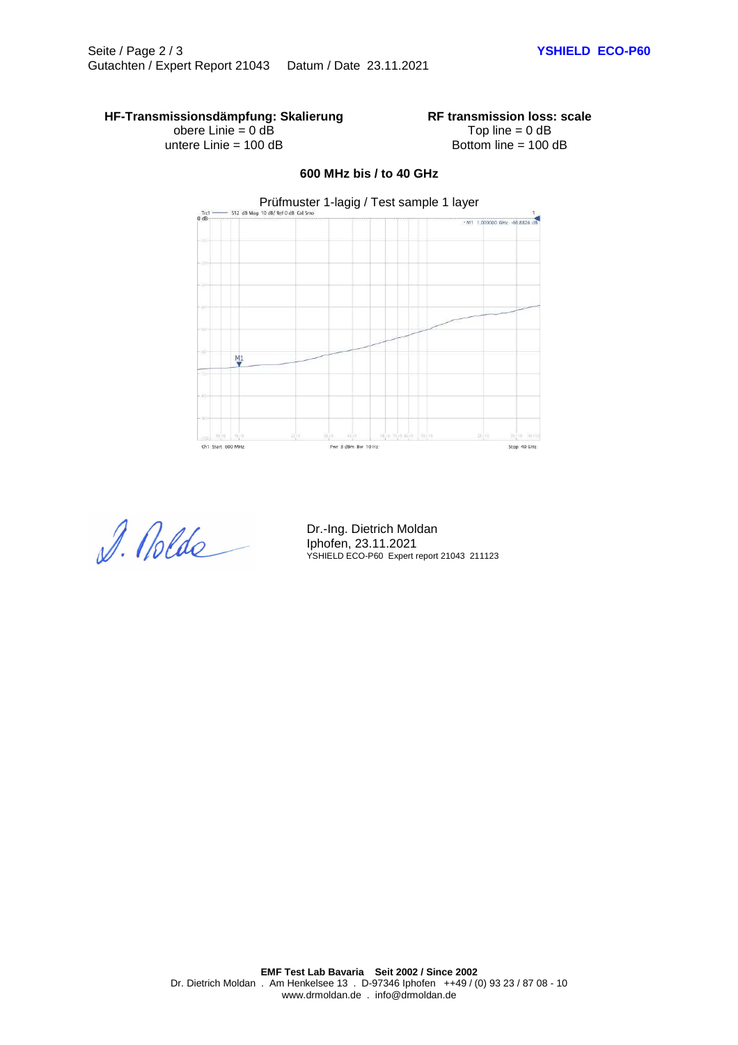**HF-Transmissionsdämpfung: Skalierung**
obere Linie = 0 dB
untere Linie = 100 dB

**RF transmission loss: scale**
Top line = 0 dB
Bottom line = 100 dB

**600 MHz bis / to 40 GHz**

Prüfmuster 1-lagig / Test sample 1 layer

Trc1 — S12 dB Mag 10 dB/ Ref 0 dB Cal Smo

M1 1.000000 GHz -66.8826 dB

Ch1 Start 600 MHz    Pwr 8 dBm Bw 10 Hz    Stop 40 GHz

Dr.-Ing. Dietrich Moldan
Iphofen, 23.11.2021
YSHIELD ECO-P60 Expert report 21043 211123

**EMF Test Lab Bavaria Seit 2002 / Since 2002**
Dr. Dietrich Moldan . Am Henkelsee 13 . D-97346 Iphofen ++49 / (0) 93 23 / 87 08 - 10
www.drmoldan.de . info@drmoldan.de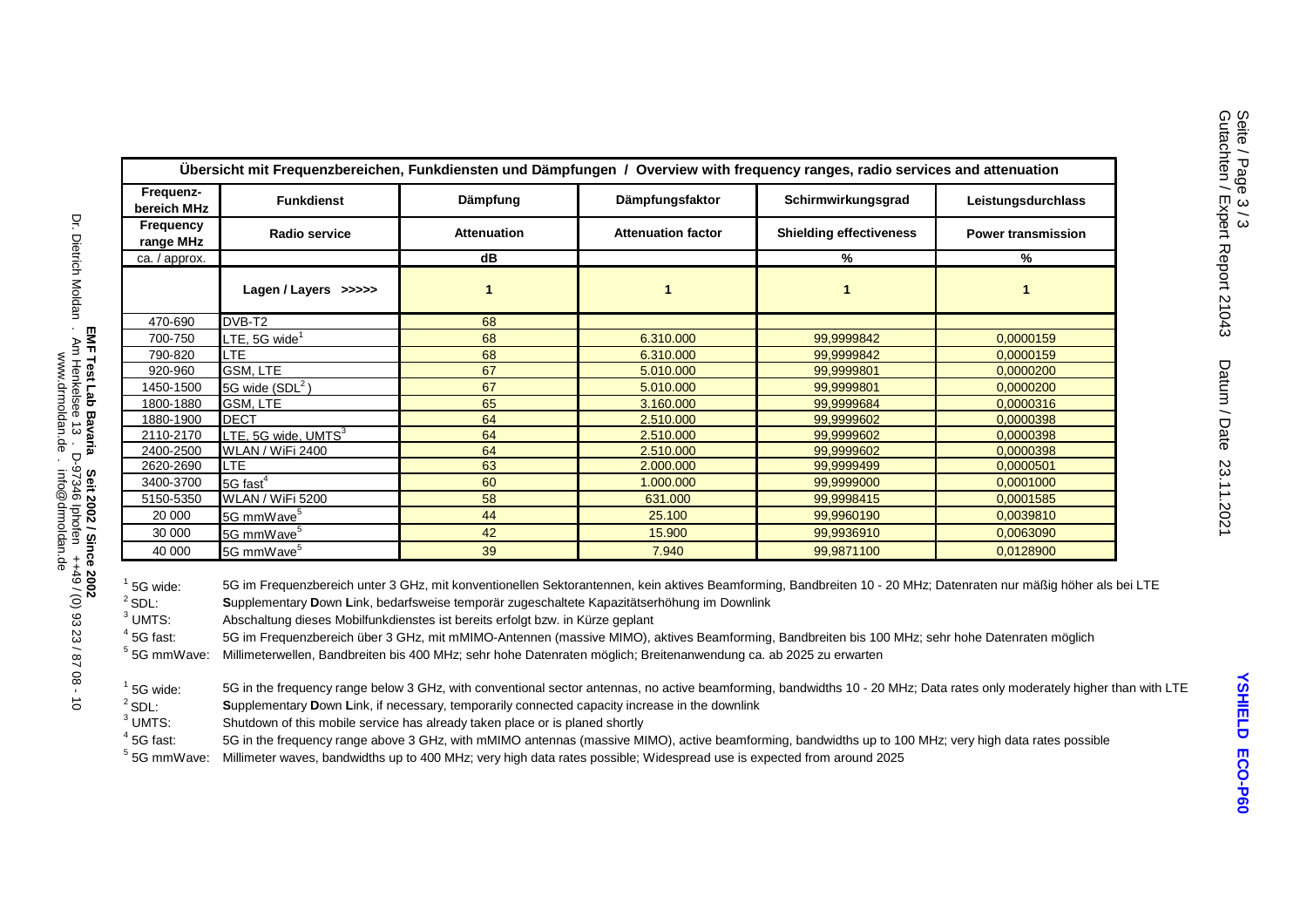## Übersicht mit Frequenzbereichen, Funkdiensten und Dämpfungen / Overview with frequency ranges, radio services and attenuation

| Frequenz-bereich MHz | Funkdienst | Dämpfung | Dämpfungsfaktor | Schirmwirkungsgrad | Leistungsdurchlass |
|---|---|---|---|---|---|
| Frequency range MHz | Radio service | Attenuation | Attenuation factor | Shielding effectiveness | Power transmission |
| ca. / approx. | | dB | | % | % |
| | Lagen / Layers >>>>> | 1 | 1 | 1 | 1 |
| 470-690 | DVB-T2 | 68 | | | |
| 700-750 | LTE, 5G wide[1] | 68 | 6.310.000 | 99,9999842 | 0,0000159 |
| 790-820 | LTE | 68 | 6.310.000 | 99,9999842 | 0,0000159 |
| 920-960 | GSM, LTE | 67 | 5.010.000 | 99,9999801 | 0,0000200 |
| 1450-1500 | 5G wide (SDL[2]) | 67 | 5.010.000 | 99,9999801 | 0,0000200 |
| 1800-1880 | GSM, LTE | 65 | 3.160.000 | 99,9999684 | 0,0000316 |
| 1880-1900 | DECT | 64 | 2.510.000 | 99,9999602 | 0,0000398 |
| 2110-2170 | LTE, 5G wide, UMTS[3] | 64 | 2.510.000 | 99,9999602 | 0,0000398 |
| 2400-2500 | WLAN / WiFi 2400 | 64 | 2.510.000 | 99,9999602 | 0,0000398 |
| 2620-2690 | LTE | 63 | 2.000.000 | 99,9999499 | 0,0000501 |
| 3400-3700 | 5G fast[4] | 60 | 1.000.000 | 99,9999000 | 0,0001000 |
| 5150-5350 | WLAN / WiFi 5200 | 58 | 631.000 | 99,9998415 | 0,0001585 |
| 20 000 | 5G mmWave[5] | 44 | 25.100 | 99,9960190 | 0,0039810 |
| 30 000 | 5G mmWave[5] | 42 | 15.900 | 99,9936910 | 0,0063090 |
| 40 000 | 5G mmWave[5] | 39 | 7.940 | 99,9871100 | 0,0128900 |

[1] 5G wide: 5G im Frequenzbereich unter 3 GHz, mit konventionellen Sektorantennen, kein aktives Beamforming, Bandbreiten 10 - 20 MHz; Datenraten nur mäßig höher als bei LTE
[2] SDL: **S**upplementary **D**own **L**ink, bedarfsweise temporär zugeschaltete Kapazitätserhöhung im Downlink
[3] UMTS: Abschaltung dieses Mobilfunkdienstes ist bereits erfolgt bzw. in Kürze geplant
[4] 5G fast: 5G im Frequenzbereich über 3 GHz, mit mMIMO-Antennen (massive MIMO), aktives Beamforming, Bandbreiten bis 100 MHz; sehr hohe Datenraten möglich
[5] 5G mmWave: Millimeterwellen, Bandbreiten bis 400 MHz; sehr hohe Datenraten möglich; Breitenanwendung ca. ab 2025 zu erwarten

[1] 5G wide: 5G in the frequency range below 3 GHz, with conventional sector antennas, no active beamforming, bandwidths 10 - 20 MHz; Data rates only moderately higher than with LTE
[2] SDL: **S**upplementary **D**own **L**ink, if necessary, temporarily connected capacity increase in the downlink
[3] UMTS: Shutdown of this mobile service has already taken place or is planed shortly
[4] 5G fast: 5G in the frequency range above 3 GHz, with mMIMO antennas (massive MIMO), active beamforming, bandwidths up to 100 MHz; very high data rates possible
[5] 5G mmWave: Millimeter waves, bandwidths up to 400 MHz; very high data rates possible; Widespread use is expected from around 2025